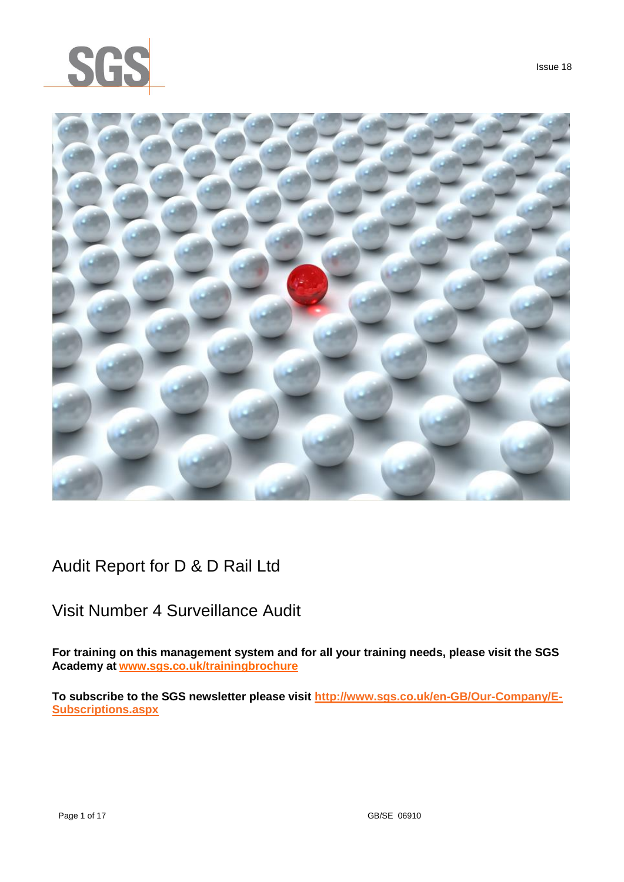SGS

Issue 18

# Audit Report for D & D Rail Ltd

## Visit Number 4 Surveillance Audit

**For training on this management system and for all your training needs, please visit the SGS Academy at [www.sgs.co.uk/trainingbrochure](www.sgs.co.uk/trainingbrochure)**

**To subscribe to the SGS newsletter please visit [http://www.sgs.co.uk/en-GB/Our-Company/E-Subscriptions.aspx](http://www.sgs.co.uk/en-GB/Our-Company/E-Subscriptions.aspx)**

GB/SE 06910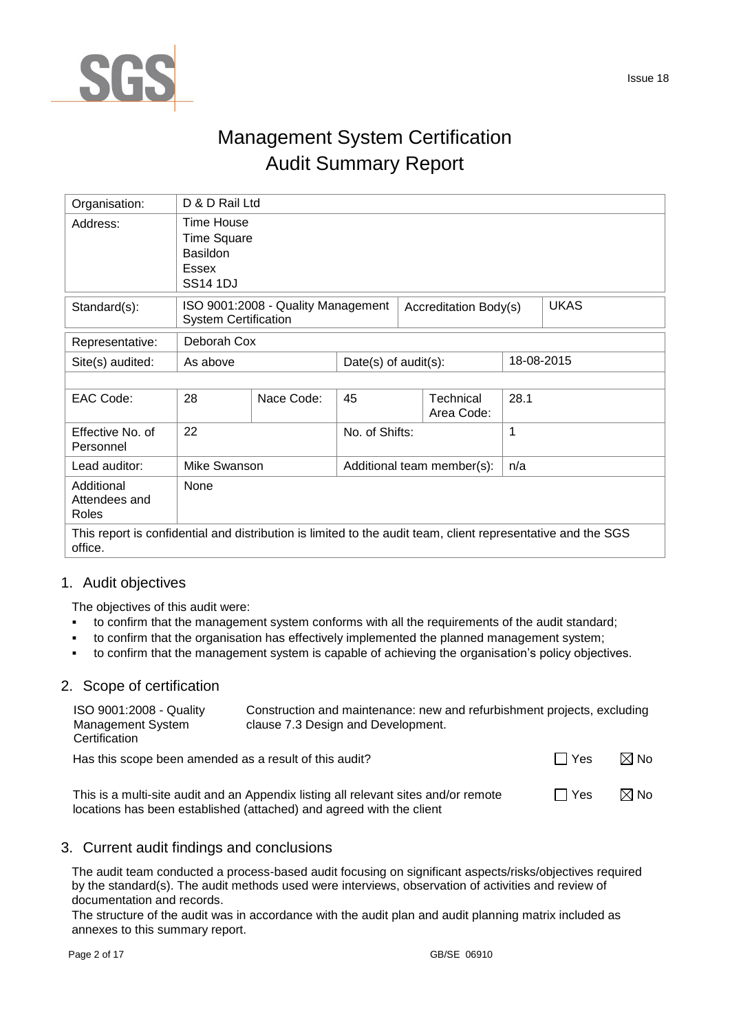# Management System Certification Audit Summary Report

| Organisation: | D & D Rail Ltd | | | | |
|---|---|---|---|---|---|
| Address: | Time House<br>Time Square<br>Basildon<br>Essex<br>SS14 1DJ | | | | |
| Standard(s): | ISO 9001:2008 - Quality Management System Certification | | Accreditation Body(s) | | UKAS |
| Representative: | Deborah Cox | | | | |
| Site(s) audited: | As above | | Date(s) of audit(s): | | 18-08-2015 |
| EAC Code: | 28 | Nace Code: | 45 | Technical Area Code: | 28.1 |
| Effective No. of Personnel | 22 | | No. of Shifts: | | 1 |
| Lead auditor: | Mike Swanson | | Additional team member(s): | | n/a |
| Additional Attendees and Roles | None | | | | |

This report is confidential and distribution is limited to the audit team, client representative and the SGS office.

## 1. Audit objectives

The objectives of this audit were:

- to confirm that the management system conforms with all the requirements of the audit standard;
- to confirm that the organisation has effectively implemented the planned management system;
- to confirm that the management system is capable of achieving the organisation's policy objectives.

## 2. Scope of certification

| ISO 9001:2008 - Quality Management System Certification | Construction and maintenance: new and refurbishment projects, excluding clause 7.3 Design and Development. |
|---|---|

Has this scope been amended as a result of this audit? ☐ Yes ☒ No

This is a multi-site audit and an Appendix listing all relevant sites and/or remote locations has been established (attached) and agreed with the client ☐ Yes ☒ No

## 3. Current audit findings and conclusions

The audit team conducted a process-based audit focusing on significant aspects/risks/objectives required by the standard(s). The audit methods used were interviews, observation of activities and review of documentation and records.

The structure of the audit was in accordance with the audit plan and audit planning matrix included as annexes to this summary report.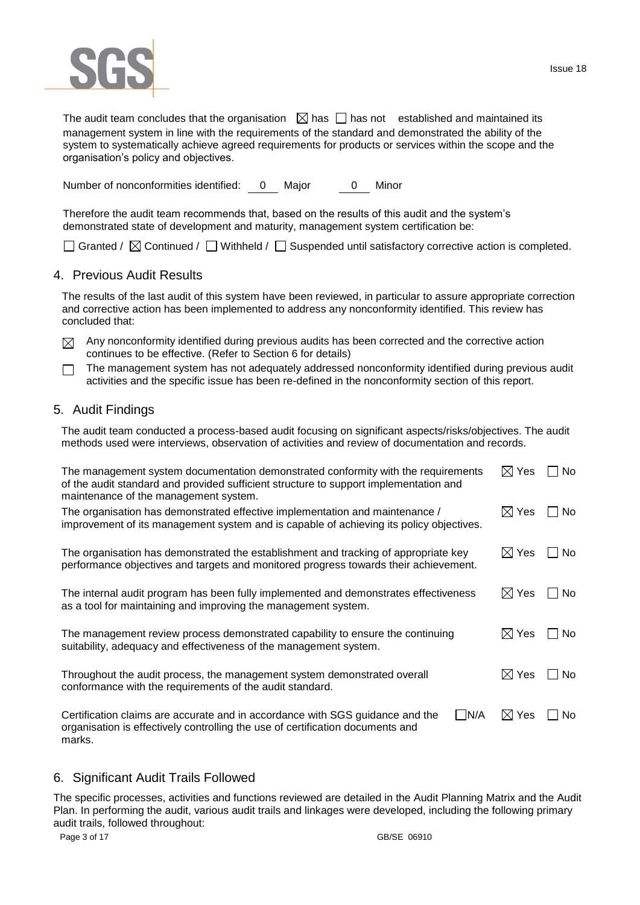The audit team concludes that the organisation ☒ has ☐ has not established and maintained its management system in line with the requirements of the standard and demonstrated the ability of the system to systematically achieve agreed requirements for products or services within the scope and the organisation's policy and objectives.

Number of nonconformities identified: 0 Major 0 Minor

Therefore the audit team recommends that, based on the results of this audit and the system's demonstrated state of development and maturity, management system certification be:

☐ Granted / ☒ Continued / ☐ Withheld / ☐ Suspended until satisfactory corrective action is completed.

## 4. Previous Audit Results

The results of the last audit of this system have been reviewed, in particular to assure appropriate correction and corrective action has been implemented to address any nonconformity identified. This review has concluded that:

☒ Any nonconformity identified during previous audits has been corrected and the corrective action continues to be effective. (Refer to Section 6 for details)

☐ The management system has not adequately addressed nonconformity identified during previous audit activities and the specific issue has been re-defined in the nonconformity section of this report.

## 5. Audit Findings

The audit team conducted a process-based audit focusing on significant aspects/risks/objectives. The audit methods used were interviews, observation of activities and review of documentation and records.

| | | | |
|---|---|---|---|
| The management system documentation demonstrated conformity with the requirements of the audit standard and provided sufficient structure to support implementation and maintenance of the management system. | | ☒ Yes | ☐ No |
| The organisation has demonstrated effective implementation and maintenance / improvement of its management system and is capable of achieving its policy objectives. | | ☒ Yes | ☐ No |
| The organisation has demonstrated the establishment and tracking of appropriate key performance objectives and targets and monitored progress towards their achievement. | | ☒ Yes | ☐ No |
| The internal audit program has been fully implemented and demonstrates effectiveness as a tool for maintaining and improving the management system. | | ☒ Yes | ☐ No |
| The management review process demonstrated capability to ensure the continuing suitability, adequacy and effectiveness of the management system. | | ☒ Yes | ☐ No |
| Throughout the audit process, the management system demonstrated overall conformance with the requirements of the audit standard. | | ☒ Yes | ☐ No |
| Certification claims are accurate and in accordance with SGS guidance and the organisation is effectively controlling the use of certification documents and marks. | ☐ N/A | ☒ Yes | ☐ No |

## 6. Significant Audit Trails Followed

The specific processes, activities and functions reviewed are detailed in the Audit Planning Matrix and the Audit Plan. In performing the audit, various audit trails and linkages were developed, including the following primary audit trails, followed throughout: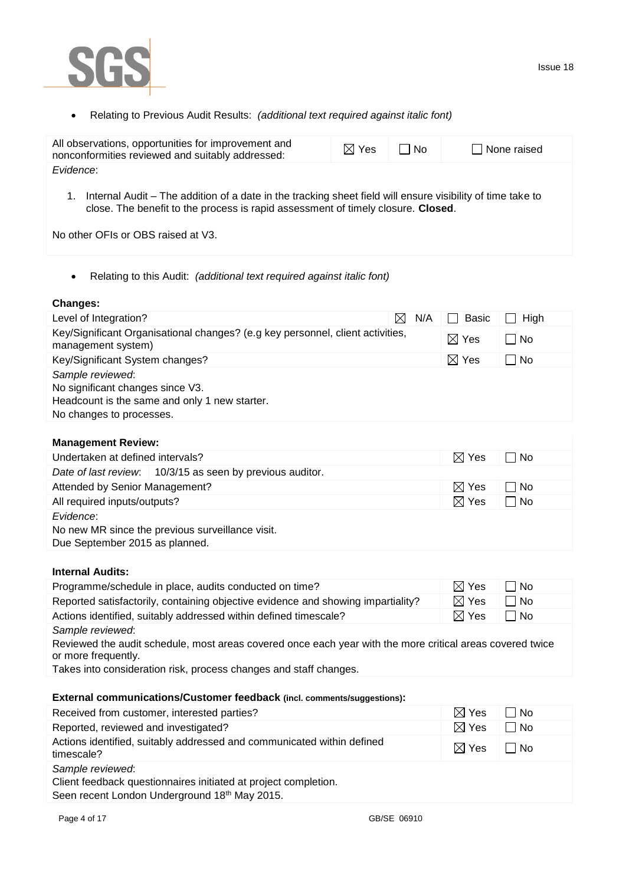- Relating to Previous Audit Results: *(additional text required against italic font)*

| All observations, opportunities for improvement and nonconformities reviewed and suitably addressed: | ☒ Yes | ☐ No | ☐ None raised |
|---|---|---|---|

*Evidence*:

1. Internal Audit – The addition of a date in the tracking sheet field will ensure visibility of time take to close. The benefit to the process is rapid assessment of timely closure. **Closed**.

No other OFIs or OBS raised at V3.

- Relating to this Audit: *(additional text required against italic font)*

**Changes:**

| Level of Integration? | ☒ N/A | ☐ Basic | ☐ High |
|---|---|---|---|
| Key/Significant Organisational changes? (e.g key personnel, client activities, management system) | | ☒ Yes | ☐ No |
| Key/Significant System changes? | | ☒ Yes | ☐ No |

*Sample reviewed*:
No significant changes since V3.
Headcount is the same and only 1 new starter.
No changes to processes.

**Management Review:**

| Undertaken at defined intervals? | ☒ Yes | ☐ No |
|---|---|---|
| *Date of last review*: 10/3/15 as seen by previous auditor. | | |
| Attended by Senior Management? | ☒ Yes | ☐ No |
| All required inputs/outputs? | ☒ Yes | ☐ No |

*Evidence*:
No new MR since the previous surveillance visit.
Due September 2015 as planned.

**Internal Audits:**

| Programme/schedule in place, audits conducted on time? | ☒ Yes | ☐ No |
|---|---|---|
| Reported satisfactorily, containing objective evidence and showing impartiality? | ☒ Yes | ☐ No |
| Actions identified, suitably addressed within defined timescale? | ☒ Yes | ☐ No |

*Sample reviewed*:
Reviewed the audit schedule, most areas covered once each year with the more critical areas covered twice or more frequently.
Takes into consideration risk, process changes and staff changes.

**External communications/Customer feedback (incl. comments/suggestions):**

| Received from customer, interested parties? | ☒ Yes | ☐ No |
|---|---|---|
| Reported, reviewed and investigated? | ☒ Yes | ☐ No |
| Actions identified, suitably addressed and communicated within defined timescale? | ☒ Yes | ☐ No |

*Sample reviewed*:
Client feedback questionnaires initiated at project completion.
Seen recent London Underground 18th May 2015.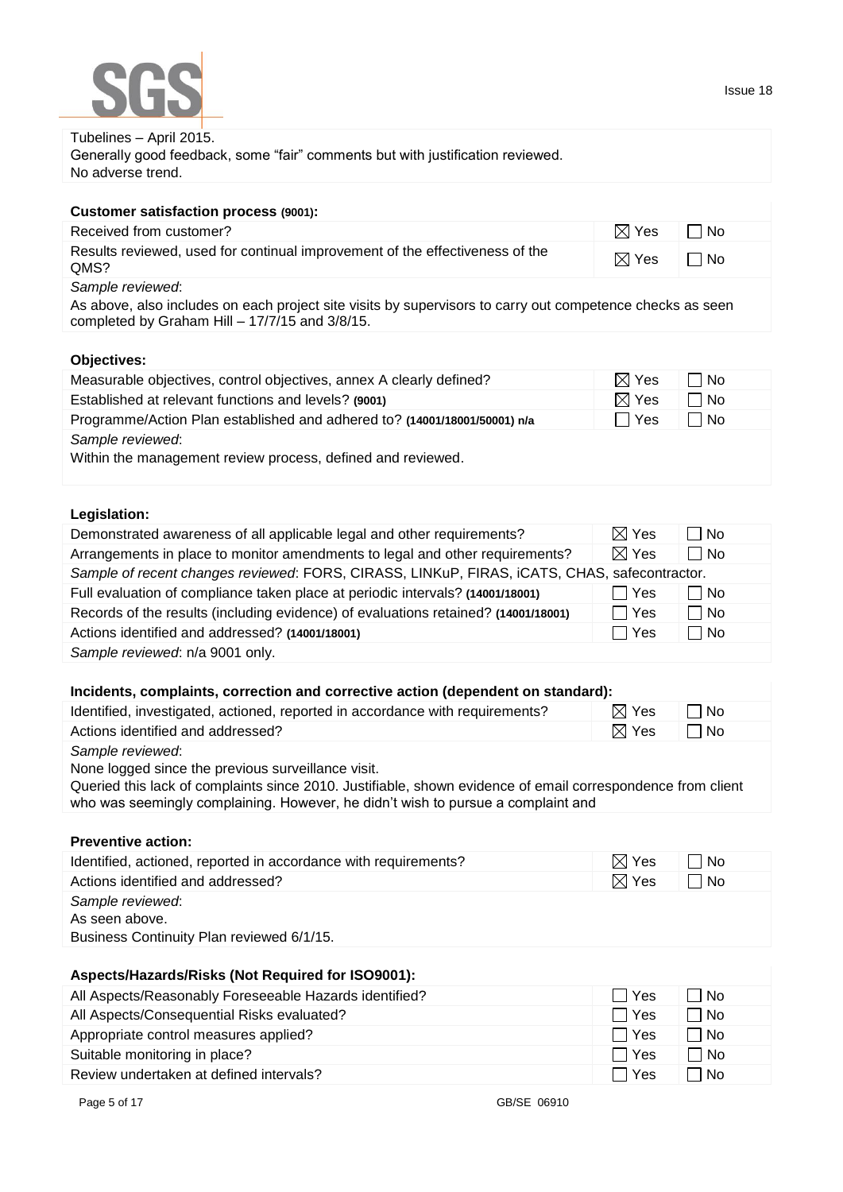Tubelines – April 2015.
Generally good feedback, some “fair” comments but with justification reviewed.
No adverse trend.

**Customer satisfaction process (9001):**

| | | |
|---|---|---|
| Received from customer? | ☒ Yes | ☐ No |
| Results reviewed, used for continual improvement of the effectiveness of the QMS? | ☒ Yes | ☐ No |

*Sample reviewed*:
As above, also includes on each project site visits by supervisors to carry out competence checks as seen completed by Graham Hill – 17/7/15 and 3/8/15.

**Objectives:**

| | | |
|---|---|---|
| Measurable objectives, control objectives, annex A clearly defined? | ☒ Yes | ☐ No |
| Established at relevant functions and levels? **(9001)** | ☒ Yes | ☐ No |
| Programme/Action Plan established and adhered to? **(14001/18001/50001) n/a** | ☐ Yes | ☐ No |

*Sample reviewed*:
Within the management review process, defined and reviewed.

**Legislation:**

| | | |
|---|---|---|
| Demonstrated awareness of all applicable legal and other requirements? | ☒ Yes | ☐ No |
| Arrangements in place to monitor amendments to legal and other requirements? | ☒ Yes | ☐ No |
| *Sample of recent changes reviewed*: FORS, CIRASS, LINKuP, FIRAS, iCATS, CHAS, safecontractor. | | |
| Full evaluation of compliance taken place at periodic intervals? **(14001/18001)** | ☐ Yes | ☐ No |
| Records of the results (including evidence) of evaluations retained? **(14001/18001)** | ☐ Yes | ☐ No |
| Actions identified and addressed? **(14001/18001)** | ☐ Yes | ☐ No |

*Sample reviewed*: n/a 9001 only.

**Incidents, complaints, correction and corrective action (dependent on standard):**

| | | |
|---|---|---|
| Identified, investigated, actioned, reported in accordance with requirements? | ☒ Yes | ☐ No |
| Actions identified and addressed? | ☒ Yes | ☐ No |

*Sample reviewed*:
None logged since the previous surveillance visit.
Queried this lack of complaints since 2010. Justifiable, shown evidence of email correspondence from client who was seemingly complaining. However, he didn’t wish to pursue a complaint and

**Preventive action:**

| | | |
|---|---|---|
| Identified, actioned, reported in accordance with requirements? | ☒ Yes | ☐ No |
| Actions identified and addressed? | ☒ Yes | ☐ No |

*Sample reviewed*:
As seen above.
Business Continuity Plan reviewed 6/1/15.

**Aspects/Hazards/Risks (Not Required for ISO9001):**

| | | |
|---|---|---|
| All Aspects/Reasonably Foreseeable Hazards identified? | ☐ Yes | ☐ No |
| All Aspects/Consequential Risks evaluated? | ☐ Yes | ☐ No |
| Appropriate control measures applied? | ☐ Yes | ☐ No |
| Suitable monitoring in place? | ☐ Yes | ☐ No |
| Review undertaken at defined intervals? | ☐ Yes | ☐ No |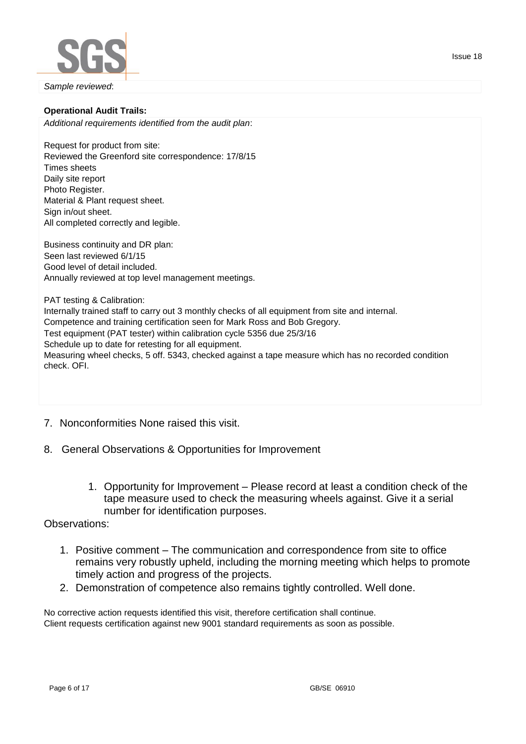*Sample reviewed*:

**Operational Audit Trails:**

*Additional requirements identified from the audit plan*:

Request for product from site:
Reviewed the Greenford site correspondence: 17/8/15
Times sheets
Daily site report
Photo Register.
Material & Plant request sheet.
Sign in/out sheet.
All completed correctly and legible.

Business continuity and DR plan:
Seen last reviewed 6/1/15
Good level of detail included.
Annually reviewed at top level management meetings.

PAT testing & Calibration:
Internally trained staff to carry out 3 monthly checks of all equipment from site and internal.
Competence and training certification seen for Mark Ross and Bob Gregory.
Test equipment (PAT tester) within calibration cycle 5356 due 25/3/16
Schedule up to date for retesting for all equipment.
Measuring wheel checks, 5 off. 5343, checked against a tape measure which has no recorded condition check. OFI.

7. Nonconformities None raised this visit.

8. General Observations & Opportunities for Improvement

    1. Opportunity for Improvement – Please record at least a condition check of the tape measure used to check the measuring wheels against. Give it a serial number for identification purposes.

Observations:

1. Positive comment – The communication and correspondence from site to office remains very robustly upheld, including the morning meeting which helps to promote timely action and progress of the projects.
2. Demonstration of competence also remains tightly controlled. Well done.

No corrective action requests identified this visit, therefore certification shall continue.
Client requests certification against new 9001 standard requirements as soon as possible.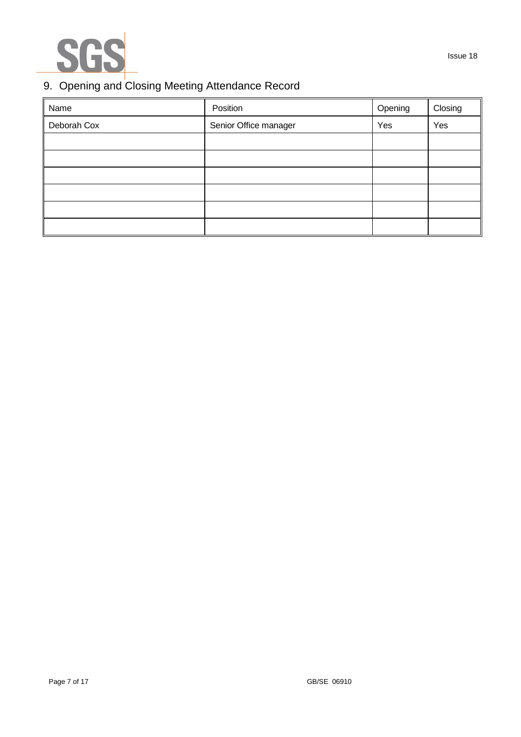## 9. Opening and Closing Meeting Attendance Record

| Name | Position | Opening | Closing |
| --- | --- | --- | --- |
| Deborah Cox | Senior Office manager | Yes | Yes |
| | | | |
| | | | |
| | | | |
| | | | |
| | | | |
| | | | |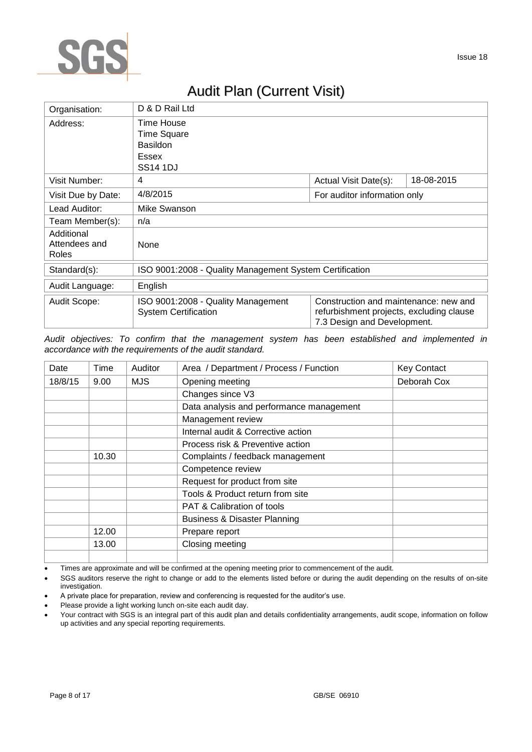Issue 18

# Audit Plan (Current Visit)

| Organisation: | D & D Rail Ltd | | |
|---|---|---|---|
| Address: | Time House<br>Time Square<br>Basildon<br>Essex<br>SS14 1DJ | | |
| Visit Number: | 4 | Actual Visit Date(s): | 18-08-2015 |
| Visit Due by Date: | 4/8/2015 | For auditor information only | |
| Lead Auditor: | Mike Swanson | | |
| Team Member(s): | n/a | | |
| Additional Attendees and Roles | None | | |
| Standard(s): | ISO 9001:2008 - Quality Management System Certification | | |
| Audit Language: | English | | |
| Audit Scope: | ISO 9001:2008 - Quality Management System Certification | Construction and maintenance: new and refurbishment projects, excluding clause 7.3 Design and Development. | |

*Audit objectives: To confirm that the management system has been established and implemented in accordance with the requirements of the audit standard.*

| Date | Time | Auditor | Area / Department / Process / Function | Key Contact |
|---|---|---|---|---|
| 18/8/15 | 9.00 | MJS | Opening meeting | Deborah Cox |
| | | | Changes since V3 | |
| | | | Data analysis and performance management | |
| | | | Management review | |
| | | | Internal audit & Corrective action | |
| | | | Process risk & Preventive action | |
| | 10.30 | | Complaints / feedback management | |
| | | | Competence review | |
| | | | Request for product from site | |
| | | | Tools & Product return from site | |
| | | | PAT & Calibration of tools | |
| | | | Business & Disaster Planning | |
| | 12.00 | | Prepare report | |
| | 13.00 | | Closing meeting | |
| | | | | |

- Times are approximate and will be confirmed at the opening meeting prior to commencement of the audit.
- SGS auditors reserve the right to change or add to the elements listed before or during the audit depending on the results of on-site investigation.
- A private place for preparation, review and conferencing is requested for the auditor's use.
- Please provide a light working lunch on-site each audit day.
- Your contract with SGS is an integral part of this audit plan and details confidentiality arrangements, audit scope, information on follow up activities and any special reporting requirements.

GB/SE 06910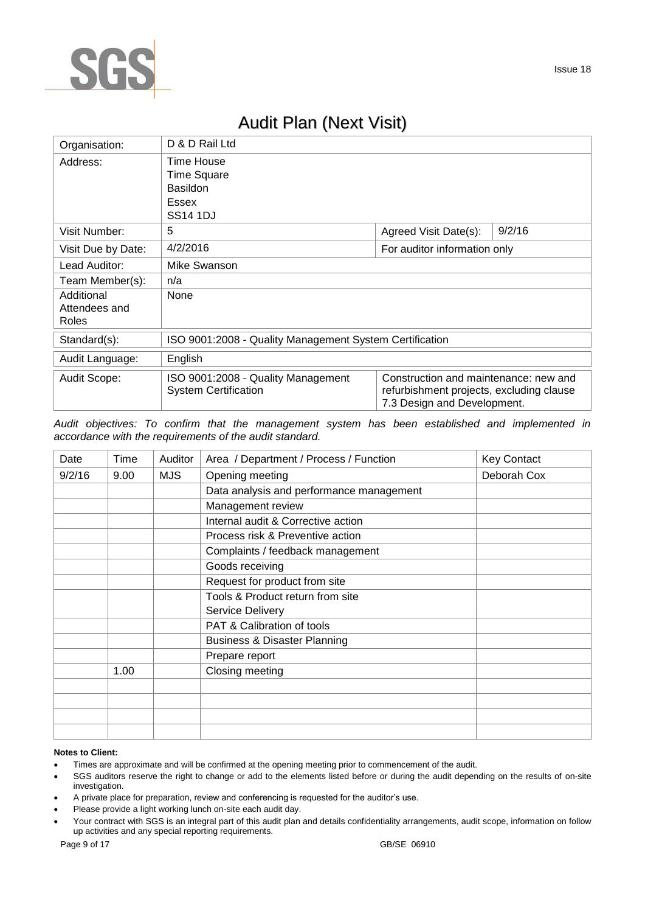# Audit Plan (Next Visit)

| Organisation: | D & D Rail Ltd | | |
|---|---|---|---|
| Address: | Time House<br>Time Square<br>Basildon<br>Essex<br>SS14 1DJ | | |
| Visit Number: | 5 | Agreed Visit Date(s): | 9/2/16 |
| Visit Due by Date: | 4/2/2016 | For auditor information only | |
| Lead Auditor: | Mike Swanson | | |
| Team Member(s): | n/a | | |
| Additional Attendees and Roles | None | | |
| Standard(s): | ISO 9001:2008 - Quality Management System Certification | | |
| Audit Language: | English | | |
| Audit Scope: | ISO 9001:2008 - Quality Management System Certification | Construction and maintenance: new and refurbishment projects, excluding clause 7.3 Design and Development. | |

*Audit objectives: To confirm that the management system has been established and implemented in accordance with the requirements of the audit standard.*

| Date | Time | Auditor | Area / Department / Process / Function | Key Contact |
|---|---|---|---|---|
| 9/2/16 | 9.00 | MJS | Opening meeting | Deborah Cox |
| | | | Data analysis and performance management | |
| | | | Management review | |
| | | | Internal audit & Corrective action | |
| | | | Process risk & Preventive action | |
| | | | Complaints / feedback management | |
| | | | Goods receiving | |
| | | | Request for product from site | |
| | | | Tools & Product return from site<br>Service Delivery | |
| | | | PAT & Calibration of tools | |
| | | | Business & Disaster Planning | |
| | | | Prepare report | |
| | 1.00 | | Closing meeting | |
| | | | | |
| | | | | |
| | | | | |
| | | | | |

**Notes to Client:**

- Times are approximate and will be confirmed at the opening meeting prior to commencement of the audit.
- SGS auditors reserve the right to change or add to the elements listed before or during the audit depending on the results of on-site investigation.
- A private place for preparation, review and conferencing is requested for the auditor's use.
- Please provide a light working lunch on-site each audit day.
- Your contract with SGS is an integral part of this audit plan and details confidentiality arrangements, audit scope, information on follow up activities and any special reporting requirements.

GB/SE 06910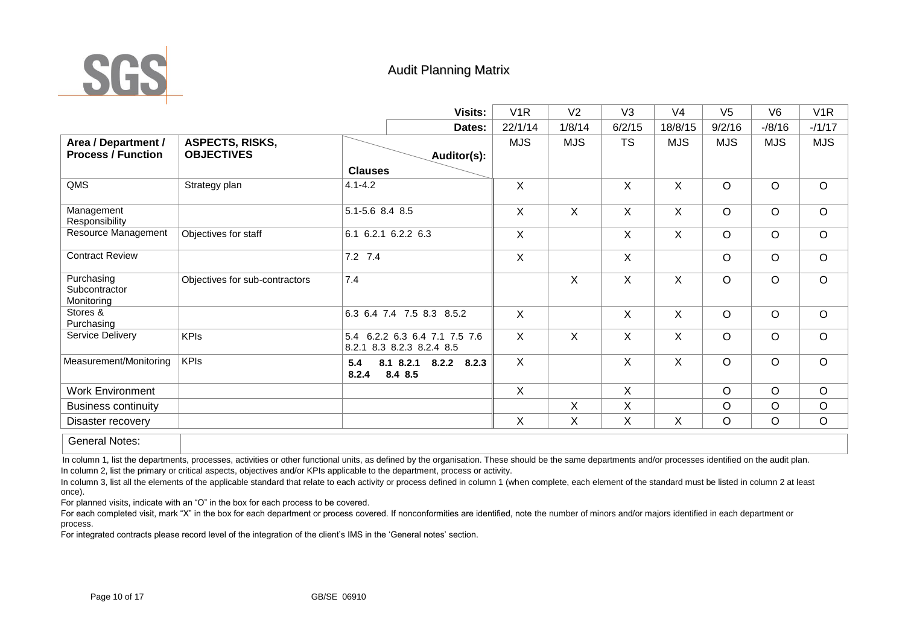SGS

# Audit Planning Matrix

| Area / Department / Process / Function | ASPECTS, RISKS, OBJECTIVES | Clauses | V1R | V2 | V3 | V4 | V5 | V6 | V1R |
|---|---|---|---|---|---|---|---|---|---|
| | | Dates: | 22/1/14 | 1/8/14 | 6/2/15 | 18/8/15 | 9/2/16 | -/8/16 | -/1/17 |
| | | Auditor(s): | MJS | MJS | TS | MJS | MJS | MJS | MJS |
| QMS | Strategy plan | 4.1-4.2 | X | | X | X | O | O | O |
| Management Responsibility | | 5.1-5.6 8.4 8.5 | X | X | X | X | O | O | O |
| Resource Management | Objectives for staff | 6.1 6.2.1 6.2.2 6.3 | X | | X | X | O | O | O |
| Contract Review | | 7.2 7.4 | X | | X | | O | O | O |
| Purchasing Subcontractor Monitoring | Objectives for sub-contractors | 7.4 | | X | X | X | O | O | O |
| Stores & Purchasing | | 6.3 6.4 7.4 7.5 8.3 8.5.2 | X | | X | X | O | O | O |
| Service Delivery | KPIs | 5.4 6.2.2 6.3 6.4 7.1 7.5 7.6 8.2.1 8.3 8.2.3 8.2.4 8.5 | X | X | X | X | O | O | O |
| Measurement/Monitoring | KPIs | **5.4 8.1 8.2.1 8.2.2 8.2.3 8.2.4 8.4 8.5** | X | | X | X | O | O | O |
| Work Environment | | | X | | X | | O | O | O |
| Business continuity | | | | X | X | | O | O | O |
| Disaster recovery | | | X | X | X | X | O | O | O |

General Notes:

In column 1, list the departments, processes, activities or other functional units, as defined by the organisation. These should be the same departments and/or processes identified on the audit plan.
In column 2, list the primary or critical aspects, objectives and/or KPIs applicable to the department, process or activity.
In column 3, list all the elements of the applicable standard that relate to each activity or process defined in column 1 (when complete, each element of the standard must be listed in column 2 at least once).
For planned visits, indicate with an "O" in the box for each process to be covered.
For each completed visit, mark "X" in the box for each department or process covered. If nonconformities are identified, note the number of minors and/or majors identified in each department or process.
For integrated contracts please record level of the integration of the client's IMS in the 'General notes' section.

GB/SE 06910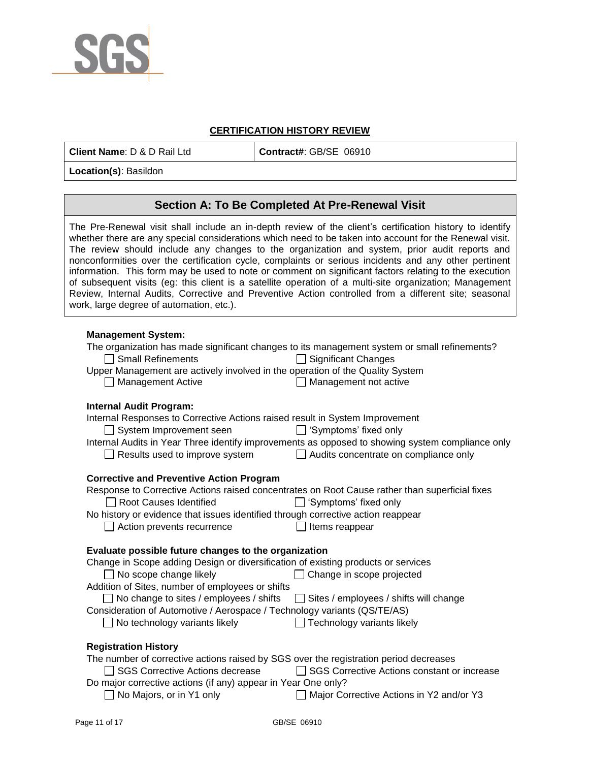## CERTIFICATION HISTORY REVIEW

| **Client Name**: D & D Rail Ltd | **Contract#**: GB/SE 06910 |
|---|---|
| **Location(s)**: Basildon | |

### Section A: To Be Completed At Pre-Renewal Visit

The Pre-Renewal visit shall include an in-depth review of the client's certification history to identify whether there are any special considerations which need to be taken into account for the Renewal visit. The review should include any changes to the organization and system, prior audit reports and nonconformities over the certification cycle, complaints or serious incidents and any other pertinent information. This form may be used to note or comment on significant factors relating to the execution of subsequent visits (eg: this client is a satellite operation of a multi-site organization; Management Review, Internal Audits, Corrective and Preventive Action controlled from a different site; seasonal work, large degree of automation, etc.).

**Management System:**

The organization has made significant changes to its management system or small refinements?

☐ Small Refinements ☐ Significant Changes

Upper Management are actively involved in the operation of the Quality System

☐ Management Active ☐ Management not active

**Internal Audit Program:**

Internal Responses to Corrective Actions raised result in System Improvement

☐ System Improvement seen ☐ 'Symptoms' fixed only

Internal Audits in Year Three identify improvements as opposed to showing system compliance only

☐ Results used to improve system ☐ Audits concentrate on compliance only

**Corrective and Preventive Action Program**

Response to Corrective Actions raised concentrates on Root Cause rather than superficial fixes

☐ Root Causes Identified ☐ 'Symptoms' fixed only

No history or evidence that issues identified through corrective action reappear

☐ Action prevents recurrence ☐ Items reappear

**Evaluate possible future changes to the organization**

Change in Scope adding Design or diversification of existing products or services

☐ No scope change likely ☐ Change in scope projected

Addition of Sites, number of employees or shifts

☐ No change to sites / employees / shifts ☐ Sites / employees / shifts will change

Consideration of Automotive / Aerospace / Technology variants (QS/TE/AS)

☐ No technology variants likely ☐ Technology variants likely

**Registration History**

The number of corrective actions raised by SGS over the registration period decreases

☐ SGS Corrective Actions decrease ☐ SGS Corrective Actions constant or increase

Do major corrective actions (if any) appear in Year One only?

☐ No Majors, or in Y1 only ☐ Major Corrective Actions in Y2 and/or Y3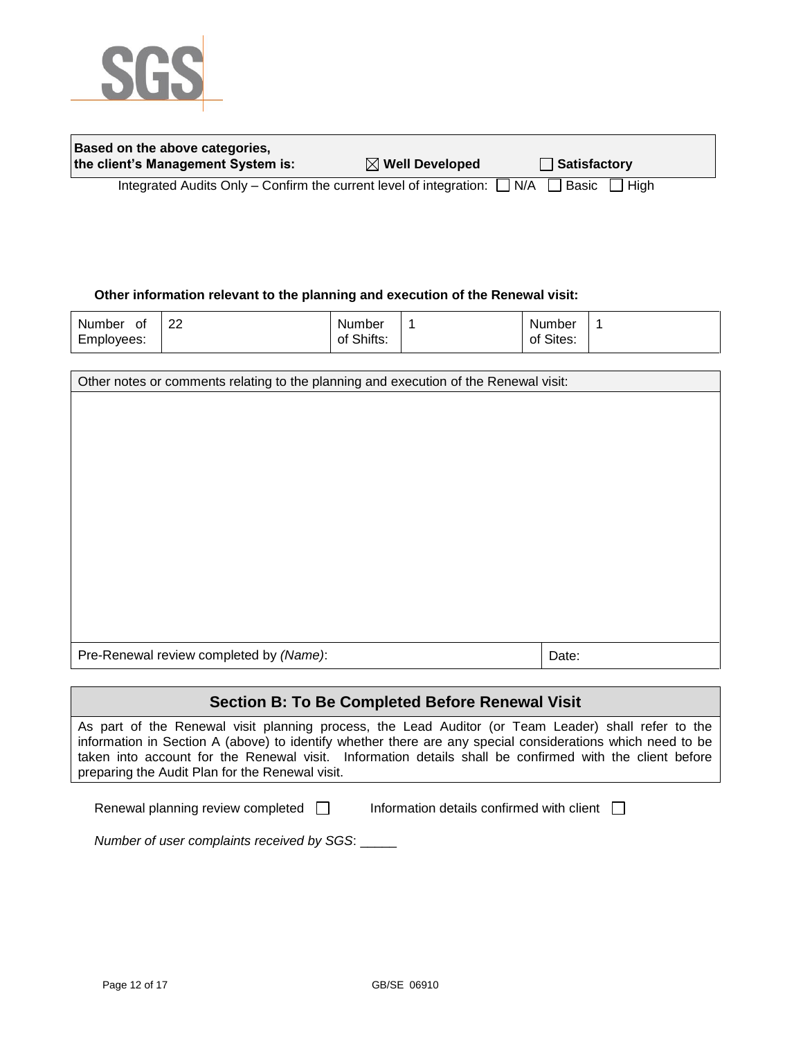| **Based on the above categories, the client's Management System is:** | ☒ **Well Developed** | ☐ **Satisfactory** |
|---|---|---|

Integrated Audits Only – Confirm the current level of integration: ☐ N/A ☐ Basic ☐ High

**Other information relevant to the planning and execution of the Renewal visit:**

| Number of Employees: | 22 | Number of Shifts: | 1 | Number of Sites: | 1 |
|---|---|---|---|---|---|

| Other notes or comments relating to the planning and execution of the Renewal visit: | |
|---|---|
| | |
| Pre-Renewal review completed by *(Name)*: | Date: |

## Section B: To Be Completed Before Renewal Visit

As part of the Renewal visit planning process, the Lead Auditor (or Team Leader) shall refer to the information in Section A (above) to identify whether there are any special considerations which need to be taken into account for the Renewal visit. Information details shall be confirmed with the client before preparing the Audit Plan for the Renewal visit.

Renewal planning review completed ☐ Information details confirmed with client ☐

*Number of user complaints received by SGS*: _____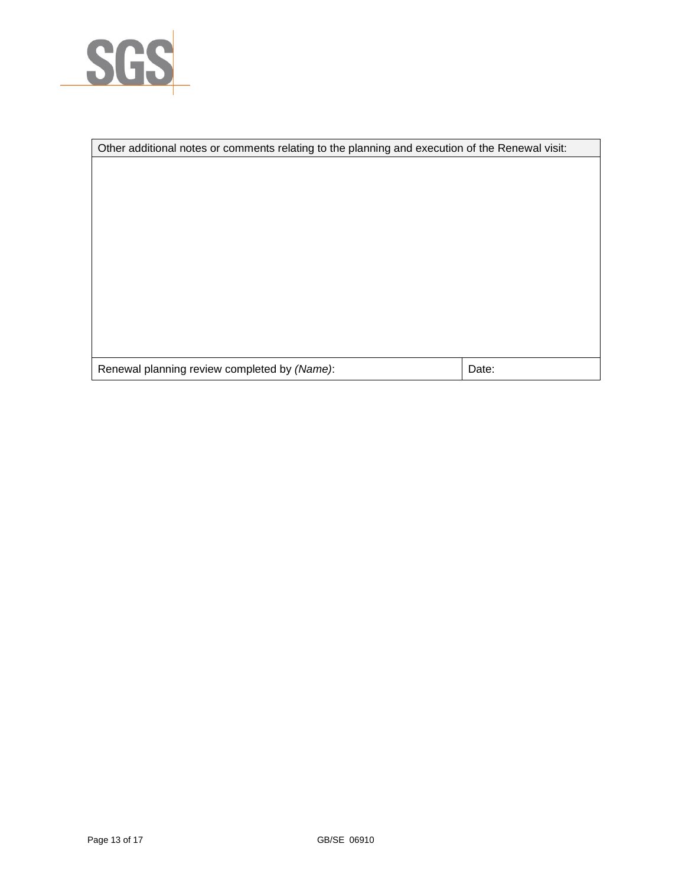| Other additional notes or comments relating to the planning and execution of the Renewal visit: | |
|---|---|
| | |
| Renewal planning review completed by *(Name)*: | Date: |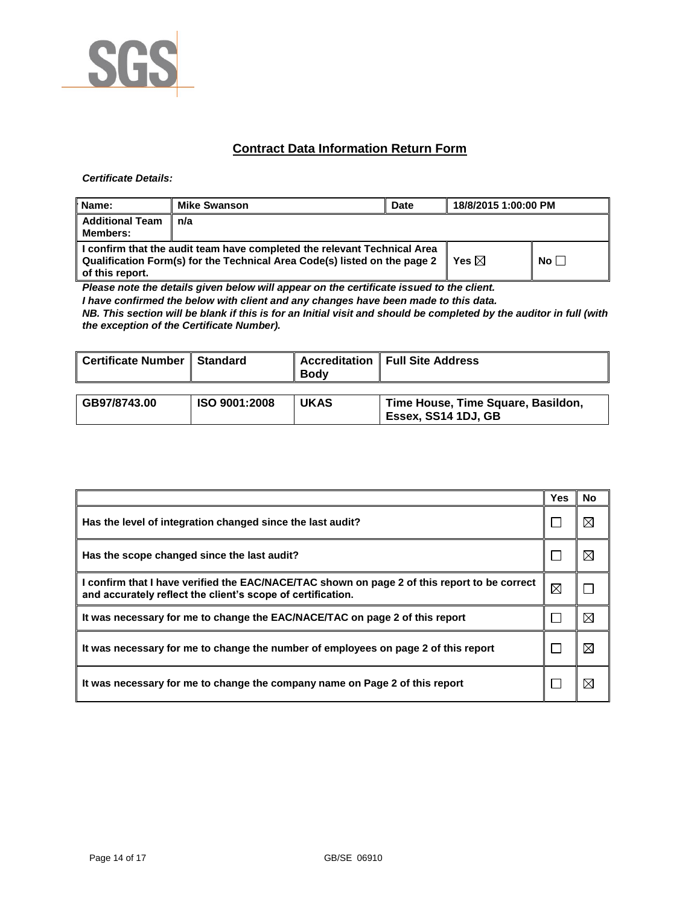## Contract Data Information Return Form

***Certificate Details:***

| **Name:** | **Mike Swanson** | **Date** | **18/8/2015 1:00:00 PM** |
|---|---|---|---|
| **Additional Team Members:** | **n/a** | | |
| **I confirm that the audit team have completed the relevant Technical Area Qualification Form(s) for the Technical Area Code(s) listed on the page 2 of this report.** | | **Yes ☒** | **No ☐** |

***Please note the details given below will appear on the certificate issued to the client.***

***I have confirmed the below with client and any changes have been made to this data.***

***NB. This section will be blank if this is for an Initial visit and should be completed by the auditor in full (with the exception of the Certificate Number).***

| Certificate Number | Standard | Accreditation Body | Full Site Address |
|---|---|---|---|
| GB97/8743.00 | ISO 9001:2008 | UKAS | Time House, Time Square, Basildon, Essex, SS14 1DJ, GB |

| | Yes | No |
|---|---|---|
| **Has the level of integration changed since the last audit?** | ☐ | ☒ |
| **Has the scope changed since the last audit?** | ☐ | ☒ |
| **I confirm that I have verified the EAC/NACE/TAC shown on page 2 of this report to be correct and accurately reflect the client's scope of certification.** | ☒ | ☐ |
| **It was necessary for me to change the EAC/NACE/TAC on page 2 of this report** | ☐ | ☒ |
| **It was necessary for me to change the number of employees on page 2 of this report** | ☐ | ☒ |
| **It was necessary for me to change the company name on Page 2 of this report** | ☐ | ☒ |

GB/SE 06910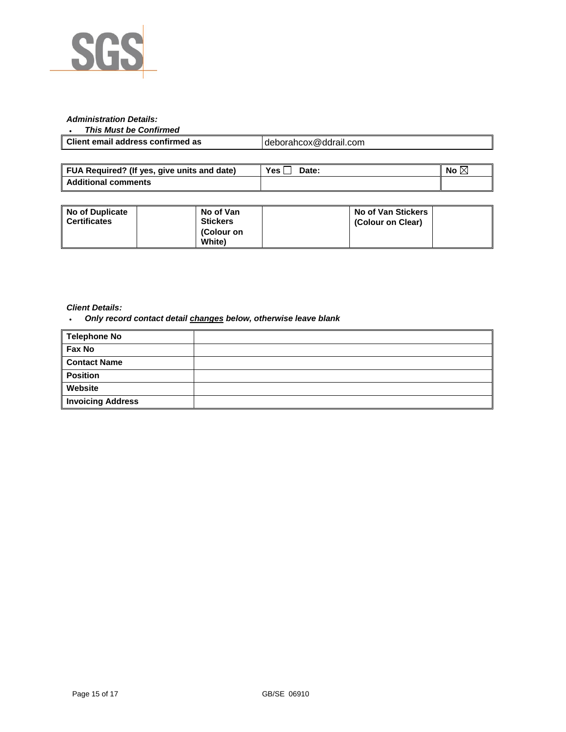*Administration Details:*

- ***This Must be Confirmed***

| **Client email address confirmed as** | deborahcox@ddrail.com |
|---|---|

| **FUA Required? (If yes, give units and date)** | **Yes** ☐ **Date:** | **No** ☒ |
|---|---|---|
| **Additional comments** | | |

| **No of Duplicate Certificates** | | **No of Van Stickers (Colour on White)** | | **No of Van Stickers (Colour on Clear)** | |
|---|---|---|---|---|---|

*Client Details:*

- ***Only record contact detail <u>changes</u> below, otherwise leave blank***

| **Telephone No** | |
|---|---|
| **Fax No** | |
| **Contact Name** | |
| **Position** | |
| **Website** | |
| **Invoicing Address** | |

GB/SE 06910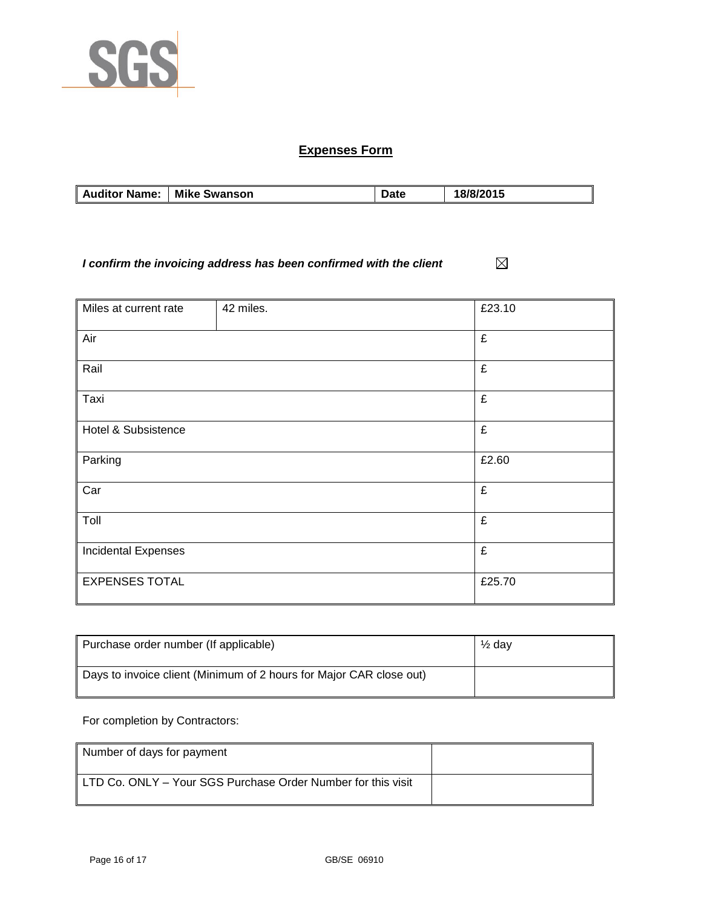SGS

## Expenses Form

| Auditor Name: | Mike Swanson | Date | 18/8/2015 |
|---|---|---|---|

***I confirm the invoicing address has been confirmed with the client*** ☒

| Miles at current rate | 42 miles. | £23.10 |
|---|---|---|
| Air | | £ |
| Rail | | £ |
| Taxi | | £ |
| Hotel & Subsistence | | £ |
| Parking | | £2.60 |
| Car | | £ |
| Toll | | £ |
| Incidental Expenses | | £ |
| EXPENSES TOTAL | | £25.70 |

| Purchase order number (If applicable) | ½ day |
|---|---|
| Days to invoice client (Minimum of 2 hours for Major CAR close out) | |

For completion by Contractors:

| Number of days for payment | |
|---|---|
| LTD Co. ONLY – Your SGS Purchase Order Number for this visit | |

GB/SE 06910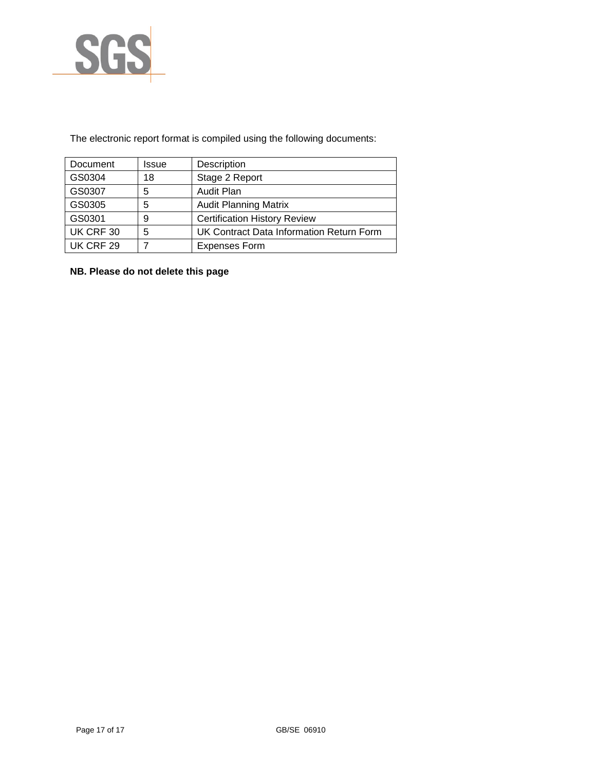The electronic report format is compiled using the following documents:

| Document | Issue | Description |
|---|---|---|
| GS0304 | 18 | Stage 2 Report |
| GS0307 | 5 | Audit Plan |
| GS0305 | 5 | Audit Planning Matrix |
| GS0301 | 9 | Certification History Review |
| UK CRF 30 | 5 | UK Contract Data Information Return Form |
| UK CRF 29 | 7 | Expenses Form |

**NB. Please do not delete this page**